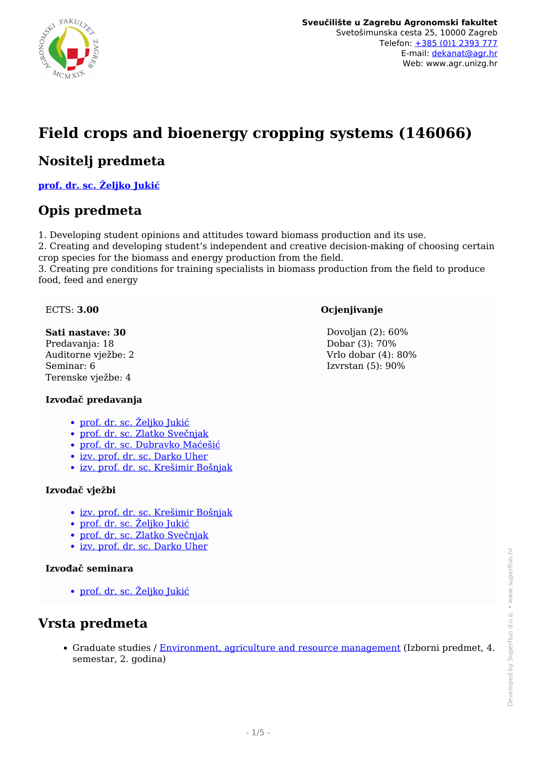**Sveučilište u Zagrebu Agronomski fakultet**
Svetošimunska cesta 25, 10000 Zagreb
Telefon: +385 (0)1 2393 777
E-mail: dekanat@agr.hr
Web: www.agr.unizg.hr

# Field crops and bioenergy cropping systems (146066)

## Nositelj predmeta

**prof. dr. sc. Željko Jukić**

## Opis predmeta

1. Developing student opinions and attitudes toward biomass production and its use.
2. Creating and developing student's independent and creative decision-making of choosing certain crop species for the biomass and energy production from the field.
3. Creating pre conditions for training specialists in biomass production from the field to produce food, feed and energy

ECTS: **3.00**

**Sati nastave: 30**
Predavanja: 18
Auditorne vježbe: 2
Seminar: 6
Terenske vježbe: 4

#### Izvođač predavanja

- prof. dr. sc. Željko Jukić
- prof. dr. sc. Zlatko Svečnjak
- prof. dr. sc. Dubravko Maćešić
- izv. prof. dr. sc. Darko Uher
- izv. prof. dr. sc. Krešimir Bošnjak

#### Izvođač vježbi

- izv. prof. dr. sc. Krešimir Bošnjak
- prof. dr. sc. Željko Jukić
- prof. dr. sc. Zlatko Svečnjak
- izv. prof. dr. sc. Darko Uher

#### Izvođač seminara

- prof. dr. sc. Željko Jukić

#### Ocjenjivanje

Dovoljan (2): 60%
Dobar (3): 70%
Vrlo dobar (4): 80%
Izvrstan (5): 90%

## Vrsta predmeta

- Graduate studies / Environment, agriculture and resource management (Izborni predmet, 4. semestar, 2. godina)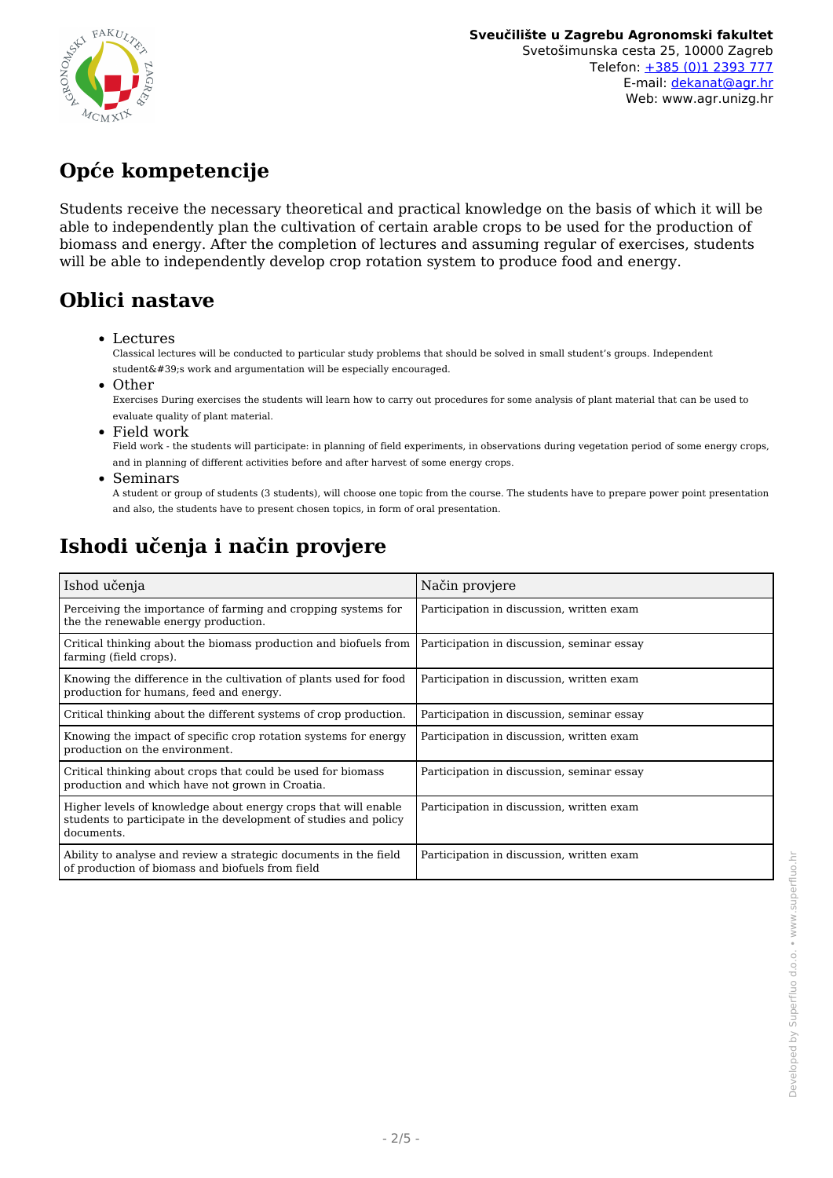## Opće kompetencije

Students receive the necessary theoretical and practical knowledge on the basis of which it will be able to independently plan the cultivation of certain arable crops to be used for the production of biomass and energy. After the completion of lectures and assuming regular of exercises, students will be able to independently develop crop rotation system to produce food and energy.

## Oblici nastave

- Lectures
  Classical lectures will be conducted to particular study problems that should be solved in small student's groups. Independent student&#39;s work and argumentation will be especially encouraged.
- Other
  Exercises During exercises the students will learn how to carry out procedures for some analysis of plant material that can be used to evaluate quality of plant material.
- Field work
  Field work - the students will participate: in planning of field experiments, in observations during vegetation period of some energy crops, and in planning of different activities before and after harvest of some energy crops.
- Seminars
  A student or group of students (3 students), will choose one topic from the course. The students have to prepare power point presentation and also, the students have to present chosen topics, in form of oral presentation.

## Ishodi učenja i način provjere

| Ishod učenja | Način provjere |
|---|---|
| Perceiving the importance of farming and cropping systems for the the renewable energy production. | Participation in discussion, written exam |
| Critical thinking about the biomass production and biofuels from farming (field crops). | Participation in discussion, seminar essay |
| Knowing the difference in the cultivation of plants used for food production for humans, feed and energy. | Participation in discussion, written exam |
| Critical thinking about the different systems of crop production. | Participation in discussion, seminar essay |
| Knowing the impact of specific crop rotation systems for energy production on the environment. | Participation in discussion, written exam |
| Critical thinking about crops that could be used for biomass production and which have not grown in Croatia. | Participation in discussion, seminar essay |
| Higher levels of knowledge about energy crops that will enable students to participate in the development of studies and policy documents. | Participation in discussion, written exam |
| Ability to analyse and review a strategic documents in the field of production of biomass and biofuels from field | Participation in discussion, written exam |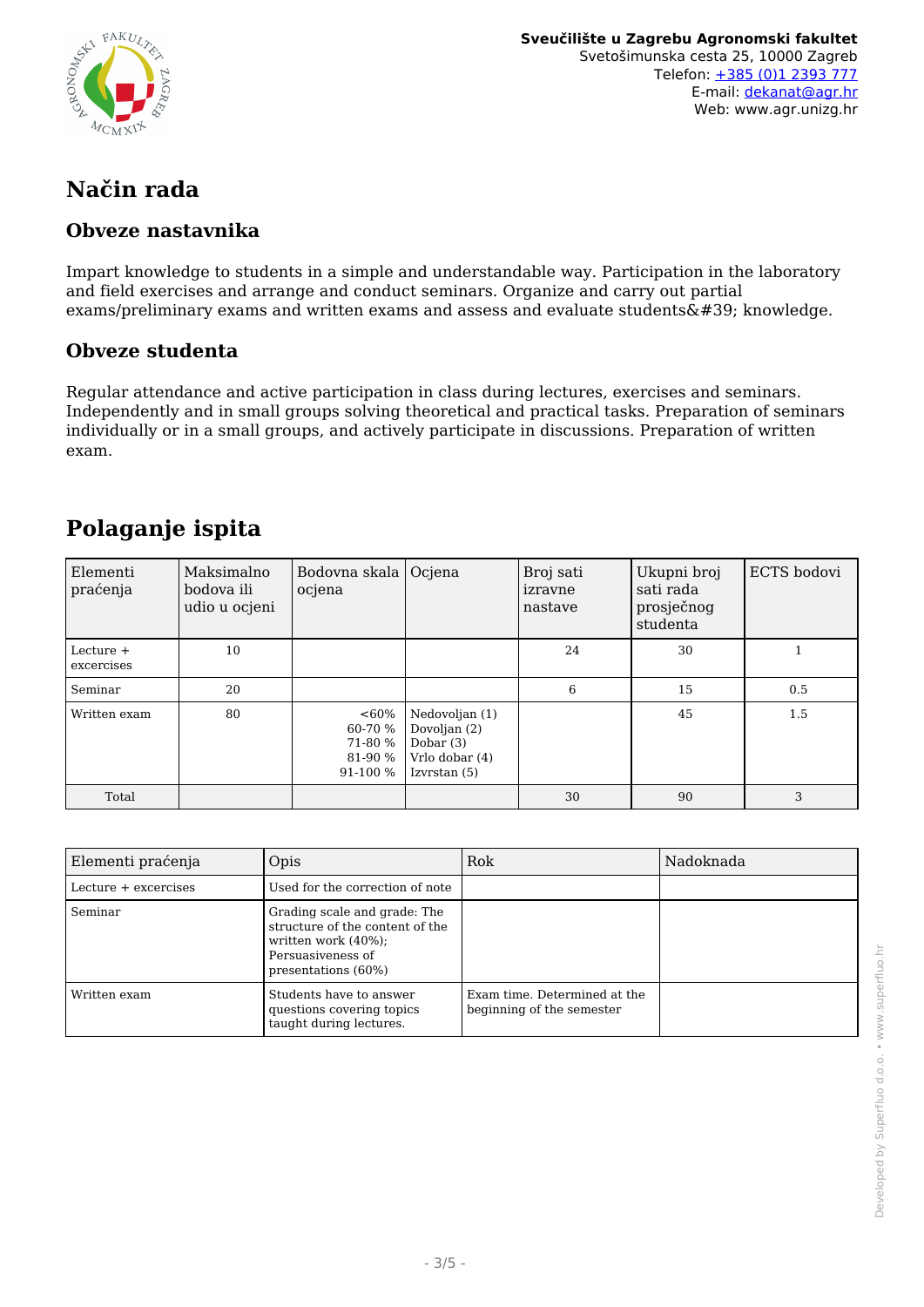## Način rada

### Obveze nastavnika

Impart knowledge to students in a simple and understandable way. Participation in the laboratory and field exercises and arrange and conduct seminars. Organize and carry out partial exams/preliminary exams and written exams and assess and evaluate students&#39; knowledge.

### Obveze studenta

Regular attendance and active participation in class during lectures, exercises and seminars. Independently and in small groups solving theoretical and practical tasks. Preparation of seminars individually or in a small groups, and actively participate in discussions. Preparation of written exam.

## Polaganje ispita

| Elementi praćenja | Maksimalno bodova ili udio u ocjeni | Bodovna skala ocjena | Ocjena | Broj sati izravne nastave | Ukupni broj sati rada prosječnog studenta | ECTS bodovi |
|---|---|---|---|---|---|---|
| Lecture + excercises | 10 | | | 24 | 30 | 1 |
| Seminar | 20 | | | 6 | 15 | 0.5 |
| Written exam | 80 | <60%<br>60-70 %<br>71-80 %<br>81-90 %<br>91-100 % | Nedovoljan (1)<br>Dovoljan (2)<br>Dobar (3)<br>Vrlo dobar (4)<br>Izvrstan (5) | | 45 | 1.5 |
| Total | | | | 30 | 90 | 3 |

| Elementi praćenja | Opis | Rok | Nadoknada |
|---|---|---|---|
| Lecture + excercises | Used for the correction of note | | |
| Seminar | Grading scale and grade: The structure of the content of the written work (40%); Persuasiveness of presentations (60%) | | |
| Written exam | Students have to answer questions covering topics taught during lectures. | Exam time. Determined at the beginning of the semester | |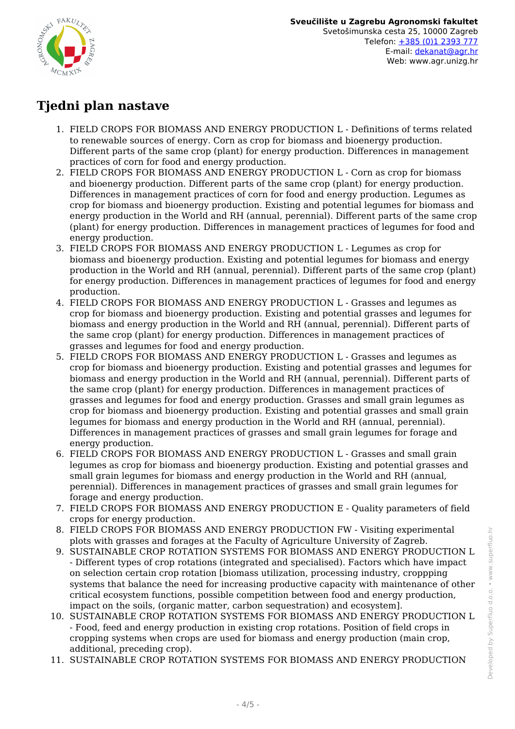# Tjedni plan nastave

1. FIELD CROPS FOR BIOMASS AND ENERGY PRODUCTION L - Definitions of terms related to renewable sources of energy. Corn as crop for biomass and bioenergy production. Different parts of the same crop (plant) for energy production. Differences in management practices of corn for food and energy production.
2. FIELD CROPS FOR BIOMASS AND ENERGY PRODUCTION L - Corn as crop for biomass and bioenergy production. Different parts of the same crop (plant) for energy production. Differences in management practices of corn for food and energy production. Legumes as crop for biomass and bioenergy production. Existing and potential legumes for biomass and energy production in the World and RH (annual, perennial). Different parts of the same crop (plant) for energy production. Differences in management practices of legumes for food and energy production.
3. FIELD CROPS FOR BIOMASS AND ENERGY PRODUCTION L - Legumes as crop for biomass and bioenergy production. Existing and potential legumes for biomass and energy production in the World and RH (annual, perennial). Different parts of the same crop (plant) for energy production. Differences in management practices of legumes for food and energy production.
4. FIELD CROPS FOR BIOMASS AND ENERGY PRODUCTION L - Grasses and legumes as crop for biomass and bioenergy production. Existing and potential grasses and legumes for biomass and energy production in the World and RH (annual, perennial). Different parts of the same crop (plant) for energy production. Differences in management practices of grasses and legumes for food and energy production.
5. FIELD CROPS FOR BIOMASS AND ENERGY PRODUCTION L - Grasses and legumes as crop for biomass and bioenergy production. Existing and potential grasses and legumes for biomass and energy production in the World and RH (annual, perennial). Different parts of the same crop (plant) for energy production. Differences in management practices of grasses and legumes for food and energy production. Grasses and small grain legumes as crop for biomass and bioenergy production. Existing and potential grasses and small grain legumes for biomass and energy production in the World and RH (annual, perennial). Differences in management practices of grasses and small grain legumes for forage and energy production.
6. FIELD CROPS FOR BIOMASS AND ENERGY PRODUCTION L - Grasses and small grain legumes as crop for biomass and bioenergy production. Existing and potential grasses and small grain legumes for biomass and energy production in the World and RH (annual, perennial). Differences in management practices of grasses and small grain legumes for forage and energy production.
7. FIELD CROPS FOR BIOMASS AND ENERGY PRODUCTION E - Quality parameters of field crops for energy production.
8. FIELD CROPS FOR BIOMASS AND ENERGY PRODUCTION FW - Visiting experimental plots with grasses and forages at the Faculty of Agriculture University of Zagreb.
9. SUSTAINABLE CROP ROTATION SYSTEMS FOR BIOMASS AND ENERGY PRODUCTION L - Different types of crop rotations (integrated and specialised). Factors which have impact on selection certain crop rotation [biomass utilization, processing industry, croppping systems that balance the need for increasing productive capacity with maintenance of other critical ecosystem functions, possible competition between food and energy production, impact on the soils, (organic matter, carbon sequestration) and ecosystem].
10. SUSTAINABLE CROP ROTATION SYSTEMS FOR BIOMASS AND ENERGY PRODUCTION L - Food, feed and energy production in existing crop rotations. Position of field crops in cropping systems when crops are used for biomass and energy production (main crop, additional, preceding crop).
11. SUSTAINABLE CROP ROTATION SYSTEMS FOR BIOMASS AND ENERGY PRODUCTION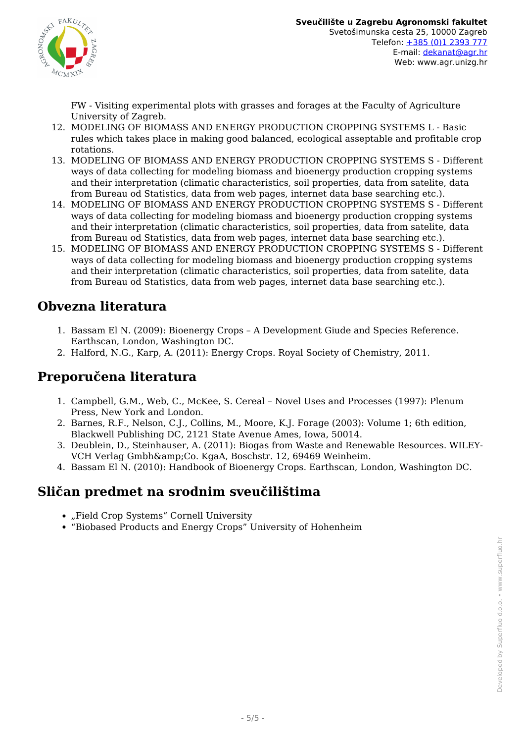FW - Visiting experimental plots with grasses and forages at the Faculty of Agriculture University of Zagreb.

12. MODELING OF BIOMASS AND ENERGY PRODUCTION CROPPING SYSTEMS L - Basic rules which takes place in making good balanced, ecological asseptable and profitable crop rotations.
13. MODELING OF BIOMASS AND ENERGY PRODUCTION CROPPING SYSTEMS S - Different ways of data collecting for modeling biomass and bioenergy production cropping systems and their interpretation (climatic characteristics, soil properties, data from satelite, data from Bureau od Statistics, data from web pages, internet data base searching etc.).
14. MODELING OF BIOMASS AND ENERGY PRODUCTION CROPPING SYSTEMS S - Different ways of data collecting for modeling biomass and bioenergy production cropping systems and their interpretation (climatic characteristics, soil properties, data from satelite, data from Bureau od Statistics, data from web pages, internet data base searching etc.).
15. MODELING OF BIOMASS AND ENERGY PRODUCTION CROPPING SYSTEMS S - Different ways of data collecting for modeling biomass and bioenergy production cropping systems and their interpretation (climatic characteristics, soil properties, data from satelite, data from Bureau od Statistics, data from web pages, internet data base searching etc.).

## Obvezna literatura

1. Bassam El N. (2009): Bioenergy Crops – A Development Giude and Species Reference. Earthscan, London, Washington DC.
2. Halford, N.G., Karp, A. (2011): Energy Crops. Royal Society of Chemistry, 2011.

## Preporučena literatura

1. Campbell, G.M., Web, C., McKee, S. Cereal – Novel Uses and Processes (1997): Plenum Press, New York and London.
2. Barnes, R.F., Nelson, C.J., Collins, M., Moore, K.J. Forage (2003): Volume 1; 6th edition, Blackwell Publishing DC, 2121 State Avenue Ames, Iowa, 50014.
3. Deublein, D., Steinhauser, A. (2011): Biogas from Waste and Renewable Resources. WILEY-VCH Verlag Gmbh&amp;Co. KgaA, Boschstr. 12, 69469 Weinheim.
4. Bassam El N. (2010): Handbook of Bioenergy Crops. Earthscan, London, Washington DC.

## Sličan predmet na srodnim sveučilištima

- „Field Crop Systems" Cornell University
- "Biobased Products and Energy Crops" University of Hohenheim